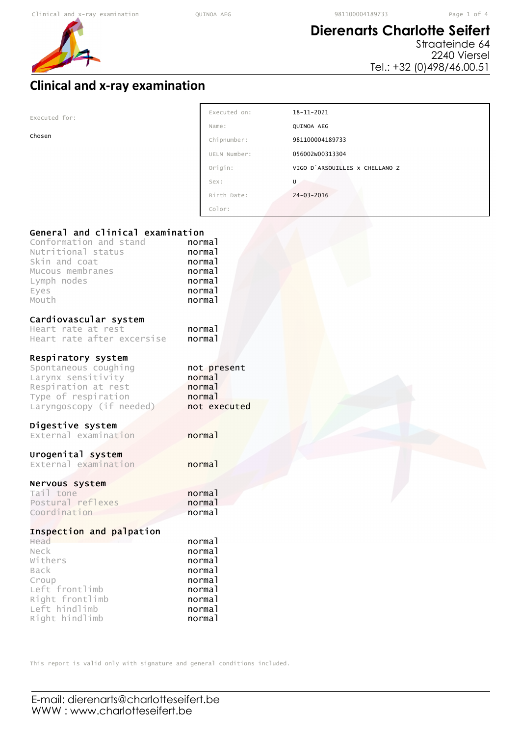**Dierenarts Charlotte Seifert**
Straateinde 64
2240 Viersel
Tel.: +32 (0)498/46.00.51

# Clinical and x-ray examination

Executed for:

Chosen

| | |
|---|---|
| Executed on: | 18-11-2021 |
| Name: | QUINOA AEG |
| Chipnumber: | 981100004189733 |
| UELN Number: | 056002W00313304 |
| Origin: | VIGO D´ARSOUILLES x CHELLANO Z |
| Sex: | U |
| Birth Date: | 24-03-2016 |
| Color: | |

## General and clinical examination

| | |
|---|---|
| Conformation and stand | normal |
| Nutritional status | normal |
| Skin and coat | normal |
| Mucous membranes | normal |
| Lymph nodes | normal |
| Eyes | normal |
| Mouth | normal |

### Cardiovascular system

| | |
|---|---|
| Heart rate at rest | normal |
| Heart rate after excersise | normal |

### Respiratory system

| | |
|---|---|
| Spontaneous coughing | not present |
| Larynx sensitivity | normal |
| Respiration at rest | normal |
| Type of respiration | normal |
| Laryngoscopy (if needed) | not executed |

### Digestive system

| | |
|---|---|
| External examination | normal |

### Urogenital system

| | |
|---|---|
| External examination | normal |

### Nervous system

| | |
|---|---|
| Tail tone | normal |
| Postural reflexes | normal |
| Coordination | normal |

### Inspection and palpation

| | |
|---|---|
| Head | normal |
| Neck | normal |
| Withers | normal |
| Back | normal |
| Croup | normal |
| Left frontlimb | normal |
| Right frontlimb | normal |
| Left hindlimb | normal |
| Right hindlimb | normal |

This report is valid only with signature and general conditions included.

E-mail: dierenarts@charlotteseifert.be
WWW : www.charlotteseifert.be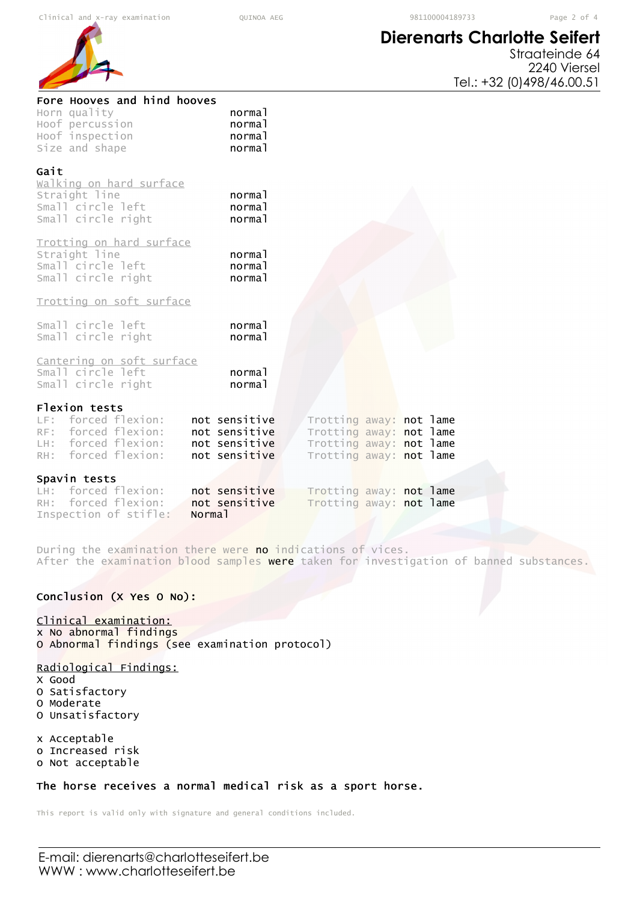# Dierenarts Charlotte Seifert

Straateinde 64
2240 Viersel
Tel.: +32 (0)498/46.00.51

**Fore Hooves and hind hooves**

| | |
|---|---|
| Horn quality | normal |
| Hoof percussion | normal |
| Hoof inspection | normal |
| Size and shape | normal |

**Gait**

Walking on hard surface

| | |
|---|---|
| Straight line | normal |
| Small circle left | normal |
| Small circle right | normal |

Trotting on hard surface

| | |
|---|---|
| Straight line | normal |
| Small circle left | normal |
| Small circle right | normal |

Trotting on soft surface

| | |
|---|---|
| Small circle left | normal |
| Small circle right | normal |

Cantering on soft surface

| | |
|---|---|
| Small circle left | normal |
| Small circle right | normal |

**Flexion tests**

| | | | |
|---|---|---|---|
| LF: forced flexion: | not sensitive | Trotting away: | not lame |
| RF: forced flexion: | not sensitive | Trotting away: | not lame |
| LH: forced flexion: | not sensitive | Trotting away: | not lame |
| RH: forced flexion: | not sensitive | Trotting away: | not lame |

**Spavin tests**

| | | | |
|---|---|---|---|
| LH: forced flexion: | not sensitive | Trotting away: | not lame |
| RH: forced flexion: | not sensitive | Trotting away: | not lame |
| Inspection of stifle: | Normal | | |

During the examination there were no indications of vices.
After the examination blood samples were taken for investigation of banned substances.

**Conclusion (X Yes O No):**

Clinical examination:
x No abnormal findings
O Abnormal findings (see examination protocol)

Radiological Findings:
X Good
O Satisfactory
O Moderate
O Unsatisfactory

x Acceptable
o Increased risk
o Not acceptable

**The horse receives a normal medical risk as a sport horse.**

This report is valid only with signature and general conditions included.

E-mail: dierenarts@charlotteseifert.be
WWW : www.charlotteseifert.be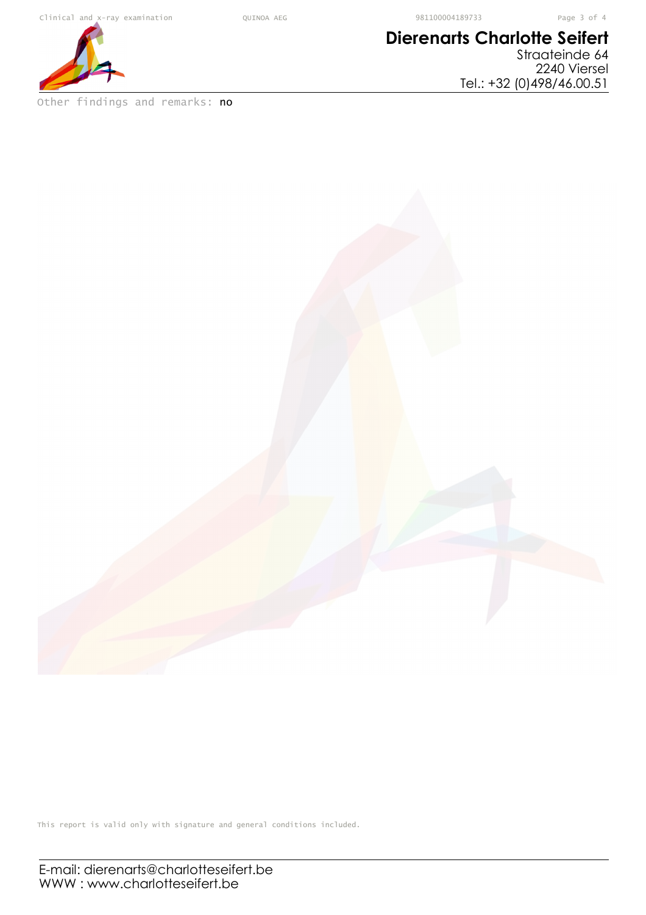Other findings and remarks: no

This report is valid only with signature and general conditions included.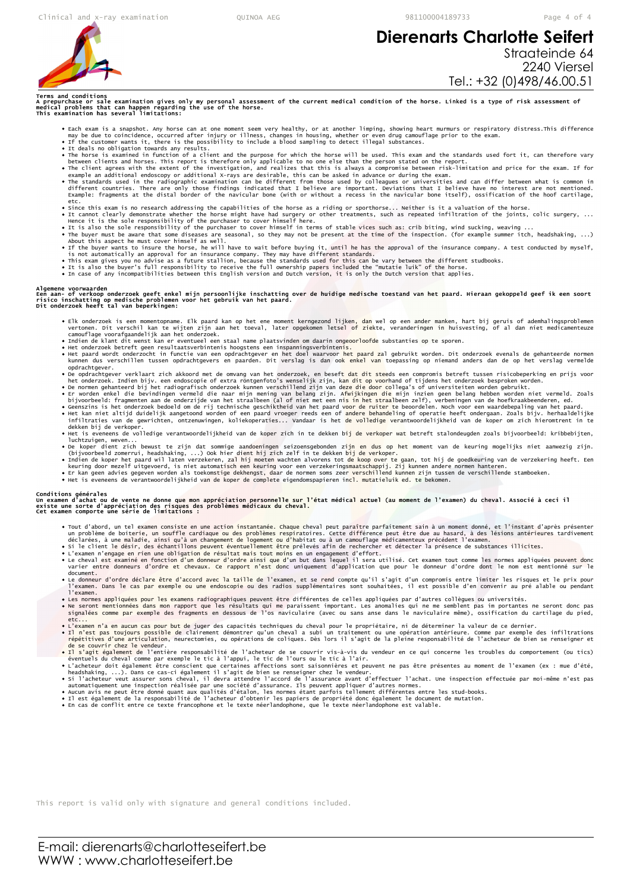# Dierenarts Charlotte Seifert

Straateinde 64
2240 Viersel
Tel.: +32 (0)498/46.00.51

**Terms and conditions**
**A prepurchase or sale examination gives only my personal assessment of the current medical condition of the horse. Linked is a type of risk assessment of medical problems that can happen regarding the use of the horse.**
**This examination has several limitations:**

- Each exam is a snapshot. Any horse can at one moment seem very healthy, or at another limping, showing heart murmurs or respiratory distress.This difference may be due to coincidence, occurred after injury or illness, changes in housing, whether or even drug camouflage prior to the exam.
- If the customer wants it, there is the possibility to include a blood sampling to detect illegal substances.
- It deals no obligation towards any results.
- The horse is examined in function of a client and the purpose for which the horse will be used. This exam and the standards used fort it, can therefore vary between clients and horses. This report is therefore only applicable to no one else than the person stated on the report.
- The client agrees with the extent of the investigation, and realizes that this is always a compromise between risk-limitation and price for the exam. If for example an additional endoscopy or additional X-rays are desirable, this can be asked in advance or during the exam.
- The standards used in the radiographic examination can be different from those used by colleagues or universities and can differ between what is common in different countries. There are only those findings indicated that I believe are important. Deviations that I believe have no interest are not mentioned. Example: fragments at the distal border of the navicular bone (with or without a recess in the navicular bone itself), ossification of the hoof cartilage, etc.
- Since this exam is no research addressing the capabilities of the horse as a riding or sporthorse... Neither is it a valuation of the horse.
- It cannot clearly demonstrate whether the horse might have had surgery or other treatments, such as repeated infiltration of the joints, colic surgery, ... Hence it is the sole responsibility of the purchaser to cover himself here.
- It is also the sole responsibility of the purchaser to cover himself in terms of stable vices such as: crib biting, wind sucking, weaving ...
- The buyer must be aware that some diseases are seasonal, so they may not be present at the time of the inspection. (for example summer itch, headshaking, ...) About this aspect he must cover himself as well.
- If the buyer wants to insure the horse, he will have to wait before buying it, until he has the approval of the insurance company. A test conducted by myself, is not automatically an approval for an insurance company. They may have different standards.
- This exam gives you no advise as a future stallion, because the standards used for this can be vary between the different studbooks.
- It is also the buyer's full responsibility to receive the full ownership papers included the "mutatie luik" of the horse.
- In case of any incompatibilities between this English version and Dutch version, it is only the Dutch version that applies.

**Algemene voorwaarden**
**Een aan- of verkoop onderzoek geeft enkel mijn persoonlijke inschatting over de huidige medische toestand van het paard. Hieraan gekoppeld geef ik een soort risico inschatting op medische problemen voor het gebruik van het paard.**
**Dit onderzoek heeft tal van beperkingen:**

- Elk onderzoek is een momentopname. Elk paard kan op het ene moment kerngezond lijken, dan wel op een ander manken, hart bij geruis of ademhalingsproblemen vertonen. Dit verschil kan te wijten zijn aan het toeval, later opgekomen letsel of ziekte, veranderingen in huisvesting, of al dan niet medicamenteuze camouflage voorafgaandelijk aan het onderzoek.
- Indien de klant dit wenst kan er eventueel een staal name plaatsvinden om daarin ongeoorloofde substanties op te sporen.
- Het onderzoek betreft geen resultaatsverbintenis hoogstens een inspanningsverbintenis.
- Het paard wordt onderzocht in functie van een opdrachtgever en het doel waarvoor het paard zal gebruikt worden. Dit onderzoek evenals de gehanteerde normen kunnen dus verschillen tussen opdrachtgevers en paarden. Dit verslag is dan ook enkel van toepassing op niemand anders dan de op het verslag vermelde opdrachtgever.
- De opdrachtgever verklaart zich akkoord met de omvang van het onderzoek, en beseft dat dit steeds een compromis betreft tussen risicobeperking en prijs voor het onderzoek. Indien bijv. een endoscopie of extra röntgenfoto's wenselijk zijn, kan dit op voorhand of tijdens het onderzoek besproken worden.
- De normen gehanteerd bij het radiografisch onderzoek kunnen verschillend zijn van deze die door collega's of universiteiten worden gebruikt.
- Er worden enkel die bevindingen vermeld die naar mijn mening van belang zijn. Afwijkingen die mijn inzien geen belang hebben worden niet vermeld. Zoals bijvoorbeeld: fragmenten aan de onderzijde van het straalbeen (al of niet met een nis in het straalbeen zelf), verbeningen van de hoefkraakbeenderen, ed.
- Geenszins is het onderzoek bedoeld om de rij technische geschiktheid van het paard voor de ruiter te beoordelen. Noch voor een waardebepaling van het paard.
- Het kan niet altijd duidelijk aangetoond worden of een paard vroeger reeds een of andere behandeling of operatie heeft ondergaan. Zoals bijv. herhaaldelijke infiltraties van de gewrichten, ontzenuwingen, koliekoperaties... Vandaar is het de volledige verantwoordelijkheid van de koper om zich hieromtrent in te dekken bij de verkoper.
- Het is eveneens de volledige verantwoordelijkheid van de koper zich in te dekken bij de verkoper wat betreft stalondeugden zoals bijvoorbeeld: kribbebijten, luchtzuigen, weven...
- De koper dient zich bewust te zijn dat sommige aandoeningen seizoensgebonden zijn en dus op het moment van de keuring mogelijks niet aanwezig zijn. (bijvoorbeeld zomerrui, headshaking, ...) Ook hier dient hij zich zelf in te dekken bij de verkoper.
- Indien de koper het paard wil laten verzekeren, zal hij moeten wachten alvorens tot de koop over te gaan, tot hij de goedkeuring van de verzekering heeft. Een keuring door mezelf uitgevoerd, is niet automatisch een keuring voor een verzekeringsmaatschappij. Zij kunnen andere normen hanteren.
- Er kan geen advies gegeven worden als toekomstige dekhengst, daar de normen soms zeer verschillend kunnen zijn tussen de verschillende stamboeken.
- Het is eveneens de verantwoordelijkheid van de koper de complete eigendomspapieren incl. mutatieluik ed. te bekomen.

**Conditions générales**
**Un examen d'achat ou de vente ne donne que mon appréciation personnelle sur l'état médical actuel (au moment de l'examen) du cheval. Associé à ceci il existe une sorte d'appréciation des risques des problèmes médicaux du cheval.**
**Cet examen comporte une série de limitations :**

- Tout d'abord, un tel examen consiste en une action instantanée. Chaque cheval peut paraître parfaitement sain à un moment donné, et l'instant d'après présenter un problème de boiterie, un souffle cardiaque ou des problèmes respiratoires. Cette différence peut être due au hasard, à des lésions antérieures tardivement déclarées, à une maladie, ainsi qu'à un changement de logement ou d'habitat ou à un camouflage médicamenteux précédent l'examen.
- Si le client le désir, des échantillons peuvent éventuellement être prélevés afin de rechercher et détecter la présence de substances illicites.
- L'examen n'engage en rien une obligation de résultat mais tout moins en un engagement d'effort.
- Le cheval est examiné en fonction d'un donneur d'ordre ainsi que d'un but dans lequel il sera utilisé. Cet examen tout comme les normes appliquées peuvent donc varier entre donneurs d'ordre et chevaux. Ce rapport n'est donc uniquement d'application que pour le donneur d'ordre dont le nom est mentionné sur le document.
- Le donneur d'ordre déclare être d'accord avec la taille de l'examen, et se rend compte qu'il s'agit d'un compromis entre limiter les risques et le prix pour l'examen. Dans le cas par exemple ou une endoscopie ou des radios supplémentaires sont souhaitées, il est possible d'en convenir au pré alable ou pendant l'examen.
- Les normes appliquées pour les examens radiographiques peuvent être différentes de celles appliquées par d'autres collègues ou universités.
- Ne seront mentionnées dans mon rapport que les résultats qui me paraissent important. Les anomalies qui ne me semblent pas im portantes ne seront donc pas signalées comme par exemple des fragments en dessous de l'os naviculaire (avec ou sans anse dans le naviculaire même), ossification du cartilage du pied, etc...
- L'examen n'a en aucun cas pour but de juger des capacités techniques du cheval pour le propriétaire, ni de déterminer la valeur de ce dernier.
- Il n'est pas toujours possible de clairement démontrer qu'un cheval a subi un traitement ou une opération antérieure. Comme par exemple des infiltrations répétitives d'une articulation, neurectomies, ou opérations de coliques. Dès lors il s'agit de la pleine responsabilité de l'acheteur de bien se renseigner et de se couvrir chez le vendeur.
- Il s'agit également de l'entière responsabilité de l'acheteur de se couvrir vis-à-vis du vendeur en ce qui concerne les troubles du comportement (ou tics) éventuels du cheval comme par exemple le tic à l'appui, le tic de l'ours ou le tic à l'air.
- L'acheteur doit également être conscient que certaines affections sont saisonnières et peuvent ne pas être présentes au moment de l'examen (ex : mue d'été, headshaking, ...). Dans ce cas-ci également il s'agit de bien se renseigner chez le vendeur.
- Si l'acheteur veut assurer sons cheval, il devra attendre l'accord de l'assurance avant d'effectuer l'achat. Une inspection effectuée par moi-même n'est pas automatiquement une inspection réalisée par une société d'assurance. Ils peuvent appliquer d'autres normes.
- Aucun avis ne peut être donné quant aux qualités d'étalon, les normes étant parfois tellement différentes entre les stud-books.
- Il est également de la responsabilité de l'acheteur d'obtenir les papiers de propriété donc également le document de mutation.
- En cas de conflit entre ce texte francophone et le texte néerlandophone, que le texte néerlandophone est valable.

This report is valid only with signature and general conditions included.

E-mail: dierenarts@charlotteseifert.be
WWW : www.charlotteseifert.be